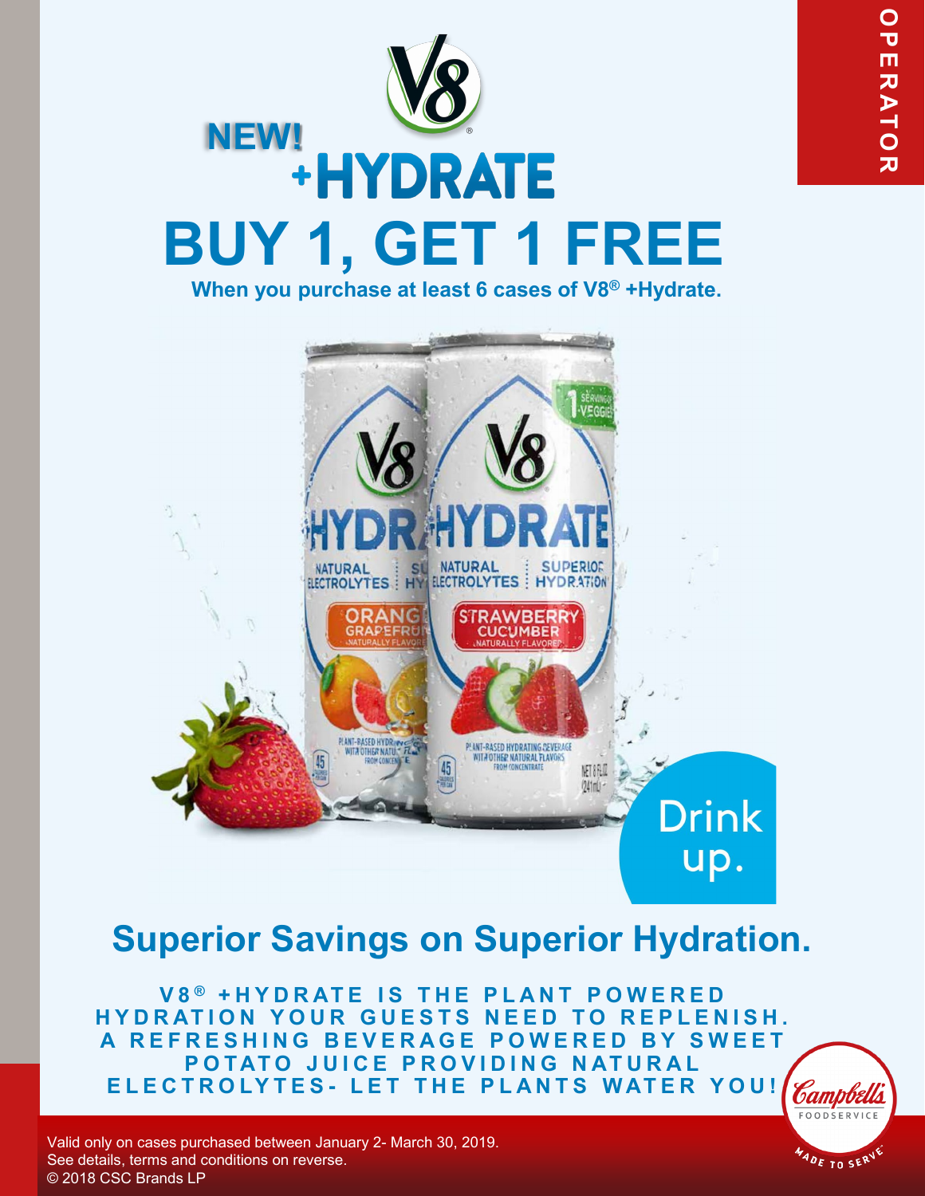OPERATOR

# NEW! V8® +HYDRATE

# BUY 1, GET 1 FREE

**When you purchase at least 6 cases of V8® +Hydrate.**

Drink up.

## Superior Savings on Superior Hydration.

**V8® +HYDRATE IS THE PLANT POWERED HYDRATION YOUR GUESTS NEED TO REPLENISH. A REFRESHING BEVERAGE POWERED BY SWEET POTATO JUICE PROVIDING NATURAL ELECTROLYTES- LET THE PLANTS WATER YOU!**

Valid only on cases purchased between January 2- March 30, 2019.
See details, terms and conditions on reverse.
© 2018 CSC Brands LP

Campbell's FOODSERVICE MADE TO SERVE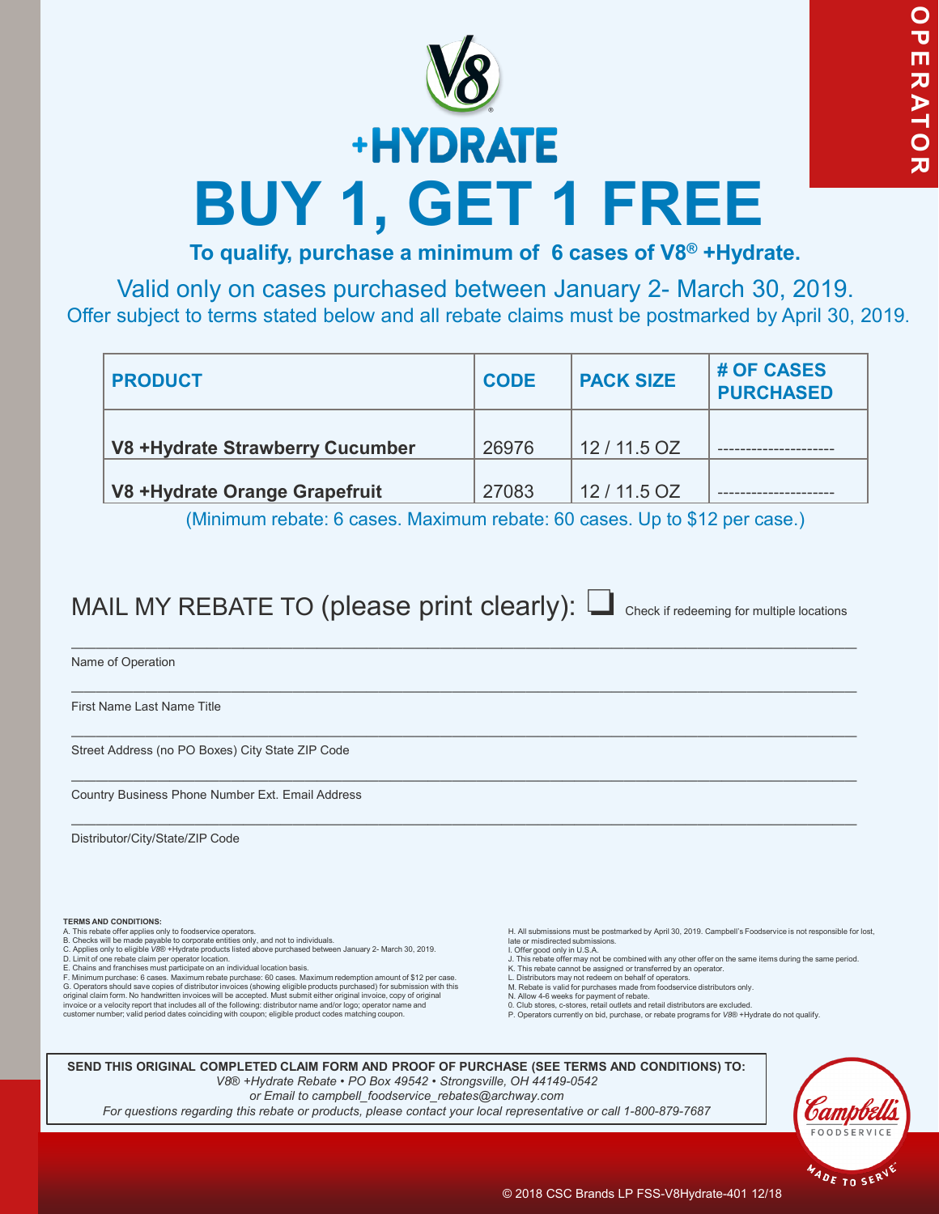OPERATOR

# V8 +HYDRATE

# BUY 1, GET 1 FREE

**To qualify, purchase a minimum of 6 cases of V8® +Hydrate.**

Valid only on cases purchased between January 2- March 30, 2019.

Offer subject to terms stated below and all rebate claims must be postmarked by April 30, 2019.

| PRODUCT | CODE | PACK SIZE | # OF CASES PURCHASED |
|---|---|---|---|
| **V8 +Hydrate Strawberry Cucumber** | 26976 | 12 / 11.5 OZ | -------------------- |
| **V8 +Hydrate Orange Grapefruit** | 27083 | 12 / 11.5 OZ | -------------------- |

(Minimum rebate: 6 cases. Maximum rebate: 60 cases. Up to $12 per case.)

MAIL MY REBATE TO (please print clearly): ☐ Check if redeeming for multiple locations

Name of Operation

First Name Last Name Title

Street Address (no PO Boxes) City State ZIP Code

Country Business Phone Number Ext. Email Address

Distributor/City/State/ZIP Code

**TERMS AND CONDITIONS:**

A. This rebate offer applies only to foodservice operators.
B. Checks will be made payable to corporate entities only, and not to individuals.
C. Applies only to eligible V8® +Hydrate products listed above purchased between January 2- March 30, 2019.
D. Limit of one rebate claim per operator location.
E. Chains and franchises must participate on an individual location basis.
F. Minimum purchase: 6 cases. Maximum rebate purchase: 60 cases. Maximum redemption amount of $12 per case.
G. Operators should save copies of distributor invoices (showing eligible products purchased) for submission with this original claim form. No handwritten invoices will be accepted. Must submit either original invoice, copy of original invoice or a velocity report that includes all of the following: distributor name and/or logo; operator name and customer number; valid period dates coinciding with coupon; eligible product codes matching coupon.
H. All submissions must be postmarked by April 30, 2019. Campbell's Foodservice is not responsible for lost, late or misdirected submissions.
I. Offer good only in U.S.A.
J. This rebate offer may not be combined with any other offer on the same items during the same period.
K. This rebate cannot be assigned or transferred by an operator.
L. Distributors may not redeem on behalf of operators.
M. Rebate is valid for purchases made from foodservice distributors only.
N. Allow 4-6 weeks for payment of rebate.
O. Club stores, c-stores, retail outlets and retail distributors are excluded.
P. Operators currently on bid, purchase, or rebate programs for V8® +Hydrate do not qualify.

**SEND THIS ORIGINAL COMPLETED CLAIM FORM AND PROOF OF PURCHASE (SEE TERMS AND CONDITIONS) TO:**

*V8® +Hydrate Rebate • PO Box 49542 • Strongsville, OH 44149-0542*

*or Email to campbell_foodservice_rebates@archway.com*

*For questions regarding this rebate or products, please contact your local representative or call 1-800-879-7687*

Campbell's FOODSERVICE MADE TO SERVE

© 2018 CSC Brands LP FSS-V8Hydrate-401 12/18